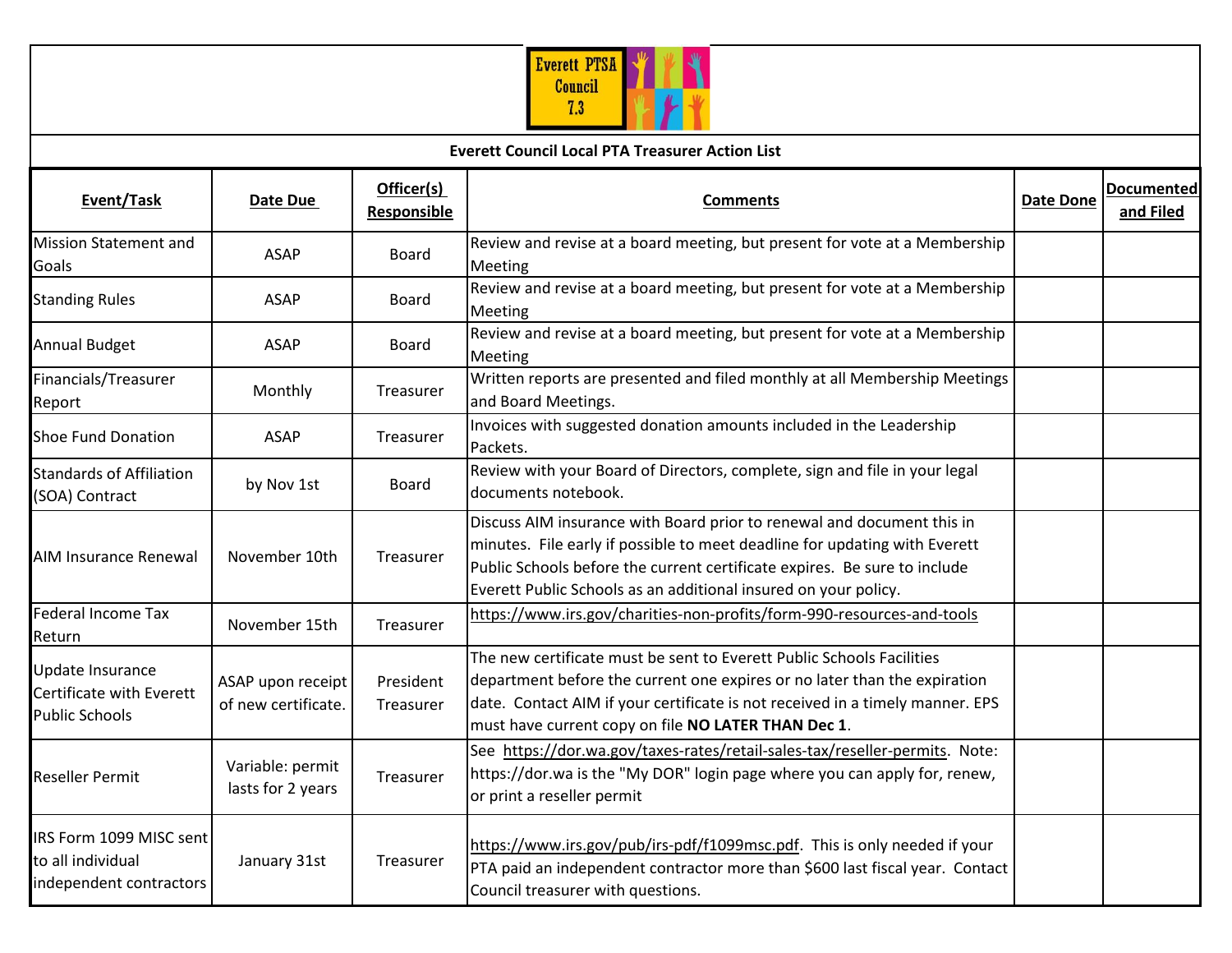Everett PTSA Council 7.3

**Everett Council Local PTA Treasurer Action List**

| Event/Task | Date Due | Officer(s) Responsible | Comments | Date Done | Documented and Filed |
|---|---|---|---|---|---|
| Mission Statement and Goals | ASAP | Board | Review and revise at a board meeting, but present for vote at a Membership Meeting | | |
| Standing Rules | ASAP | Board | Review and revise at a board meeting, but present for vote at a Membership Meeting | | |
| Annual Budget | ASAP | Board | Review and revise at a board meeting, but present for vote at a Membership Meeting | | |
| Financials/Treasurer Report | Monthly | Treasurer | Written reports are presented and filed monthly at all Membership Meetings and Board Meetings. | | |
| Shoe Fund Donation | ASAP | Treasurer | Invoices with suggested donation amounts included in the Leadership Packets. | | |
| Standards of Affiliation (SOA) Contract | by Nov 1st | Board | Review with your Board of Directors, complete, sign and file in your legal documents notebook. | | |
| AIM Insurance Renewal | November 10th | Treasurer | Discuss AIM insurance with Board prior to renewal and document this in minutes. File early if possible to meet deadline for updating with Everett Public Schools before the current certificate expires. Be sure to include Everett Public Schools as an additional insured on your policy. | | |
| Federal Income Tax Return | November 15th | Treasurer | https://www.irs.gov/charities-non-profits/form-990-resources-and-tools | | |
| Update Insurance Certificate with Everett Public Schools | ASAP upon receipt of new certificate. | President Treasurer | The new certificate must be sent to Everett Public Schools Facilities department before the current one expires or no later than the expiration date. Contact AIM if your certificate is not received in a timely manner. EPS must have current copy on file **NO LATER THAN Dec 1**. | | |
| Reseller Permit | Variable: permit lasts for 2 years | Treasurer | See https://dor.wa.gov/taxes-rates/retail-sales-tax/reseller-permits. Note: https://dor.wa is the "My DOR" login page where you can apply for, renew, or print a reseller permit | | |
| IRS Form 1099 MISC sent to all individual independent contractors | January 31st | Treasurer | https://www.irs.gov/pub/irs-pdf/f1099msc.pdf. This is only needed if your PTA paid an independent contractor more than $600 last fiscal year. Contact Council treasurer with questions. | | |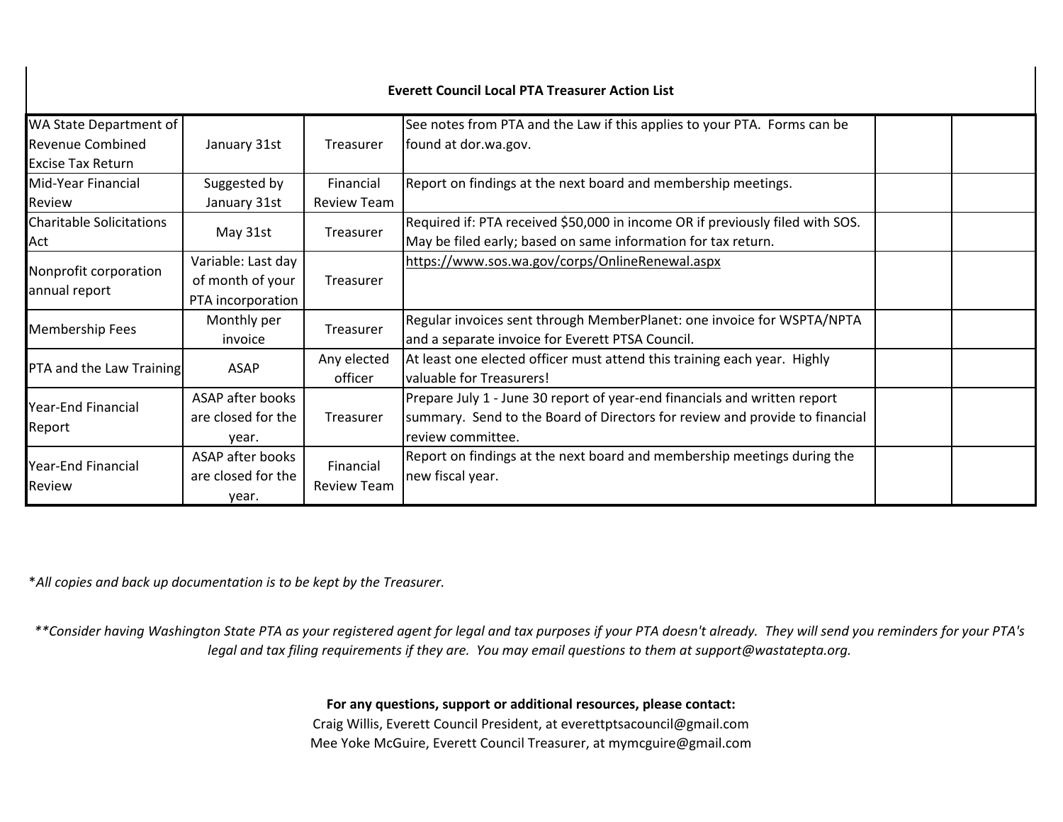## Everett Council Local PTA Treasurer Action List

| | | | | | |
|---|---|---|---|---|---|
| WA State Department of Revenue Combined Excise Tax Return | January 31st | Treasurer | See notes from PTA and the Law if this applies to your PTA. Forms can be found at dor.wa.gov. | | |
| Mid-Year Financial Review | Suggested by January 31st | Financial Review Team | Report on findings at the next board and membership meetings. | | |
| Charitable Solicitations Act | May 31st | Treasurer | Required if: PTA received $50,000 in income OR if previously filed with SOS. May be filed early; based on same information for tax return. | | |
| Nonprofit corporation annual report | Variable: Last day of month of your PTA incorporation | Treasurer | https://www.sos.wa.gov/corps/OnlineRenewal.aspx | | |
| Membership Fees | Monthly per invoice | Treasurer | Regular invoices sent through MemberPlanet: one invoice for WSPTA/NPTA and a separate invoice for Everett PTSA Council. | | |
| PTA and the Law Training | ASAP | Any elected officer | At least one elected officer must attend this training each year. Highly valuable for Treasurers! | | |
| Year-End Financial Report | ASAP after books are closed for the year. | Treasurer | Prepare July 1 - June 30 report of year-end financials and written report summary. Send to the Board of Directors for review and provide to financial review committee. | | |
| Year-End Financial Review | ASAP after books are closed for the year. | Financial Review Team | Report on findings at the next board and membership meetings during the new fiscal year. | | |

**All copies and back up documentation is to be kept by the Treasurer.*

***Consider having Washington State PTA as your registered agent for legal and tax purposes if your PTA doesn't already. They will send you reminders for your PTA's legal and tax filing requirements if they are. You may email questions to them at support@wastatepta.org.*

**For any questions, support or additional resources, please contact:**

Craig Willis, Everett Council President, at everettptsacouncil@gmail.com

Mee Yoke McGuire, Everett Council Treasurer, at mymcguire@gmail.com